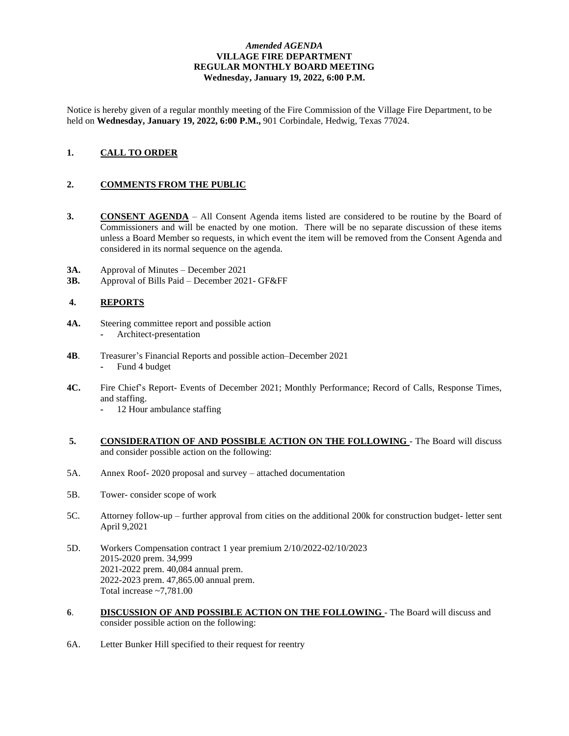*Amended AGENDA*
**VILLAGE FIRE DEPARTMENT**
**REGULAR MONTHLY BOARD MEETING**
**Wednesday, January 19, 2022, 6:00 P.M.**

Notice is hereby given of a regular monthly meeting of the Fire Commission of the Village Fire Department, to be held on **Wednesday, January 19, 2022, 6:00 P.M.,** 901 Corbindale, Hedwig, Texas 77024.

**1. CALL TO ORDER**

**2. COMMENTS FROM THE PUBLIC**

**3. CONSENT AGENDA** – All Consent Agenda items listed are considered to be routine by the Board of Commissioners and will be enacted by one motion. There will be no separate discussion of these items unless a Board Member so requests, in which event the item will be removed from the Consent Agenda and considered in its normal sequence on the agenda.

**3A.** Approval of Minutes – December 2021
**3B.** Approval of Bills Paid – December 2021- GF&FF

**4. REPORTS**

**4A.** Steering committee report and possible action
- Architect-presentation

**4B**. Treasurer's Financial Reports and possible action–December 2021
- Fund 4 budget

**4C.** Fire Chief's Report- Events of December 2021; Monthly Performance; Record of Calls, Response Times, and staffing.
- 12 Hour ambulance staffing

**5. CONSIDERATION OF AND POSSIBLE ACTION ON THE FOLLOWING** - The Board will discuss and consider possible action on the following:

5A. Annex Roof- 2020 proposal and survey – attached documentation

5B. Tower- consider scope of work

5C. Attorney follow-up – further approval from cities on the additional 200k for construction budget- letter sent April 9,2021

5D. Workers Compensation contract 1 year premium 2/10/2022-02/10/2023
2015-2020 prem. 34,999
2021-2022 prem. 40,084 annual prem.
2022-2023 prem. 47,865.00 annual prem.
Total increase ~7,781.00

**6**. **DISCUSSION OF AND POSSIBLE ACTION ON THE FOLLOWING** - The Board will discuss and consider possible action on the following:

6A. Letter Bunker Hill specified to their request for reentry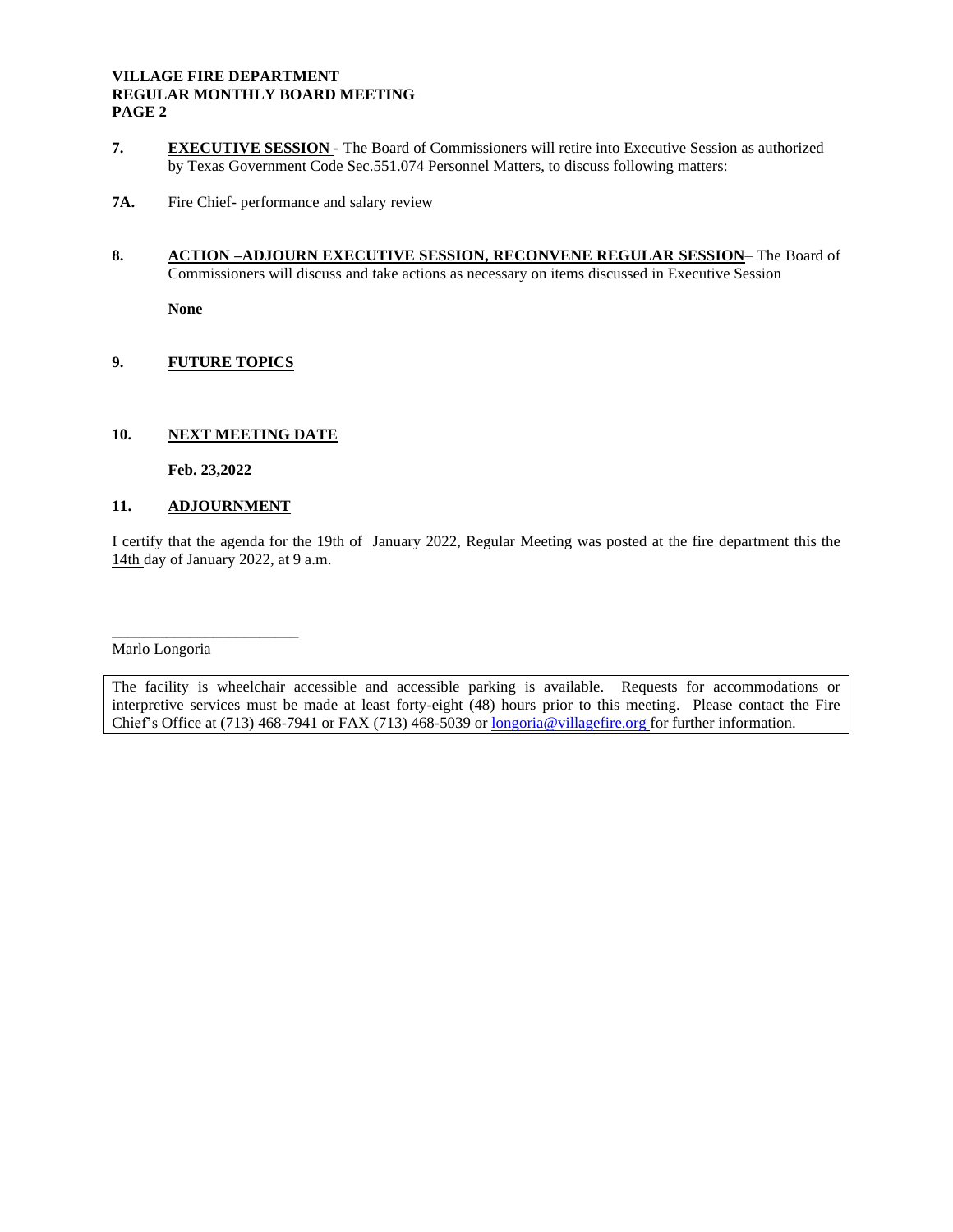**7.** **EXECUTIVE SESSION** - The Board of Commissioners will retire into Executive Session as authorized by Texas Government Code Sec.551.074 Personnel Matters, to discuss following matters:

**7A.** Fire Chief- performance and salary review

**8.** **ACTION –ADJOURN EXECUTIVE SESSION, RECONVENE REGULAR SESSION**– The Board of Commissioners will discuss and take actions as necessary on items discussed in Executive Session

**None**

**9.** **FUTURE TOPICS**

**10.** **NEXT MEETING DATE**

**Feb. 23,2022**

**11.** **ADJOURNMENT**

I certify that the agenda for the 19th of January 2022, Regular Meeting was posted at the fire department this the 14th day of January 2022, at 9 a.m.

________________________

Marlo Longoria

The facility is wheelchair accessible and accessible parking is available. Requests for accommodations or interpretive services must be made at least forty-eight (48) hours prior to this meeting. Please contact the Fire Chief's Office at (713) 468-7941 or FAX (713) 468-5039 or longoria@villagefire.org for further information.